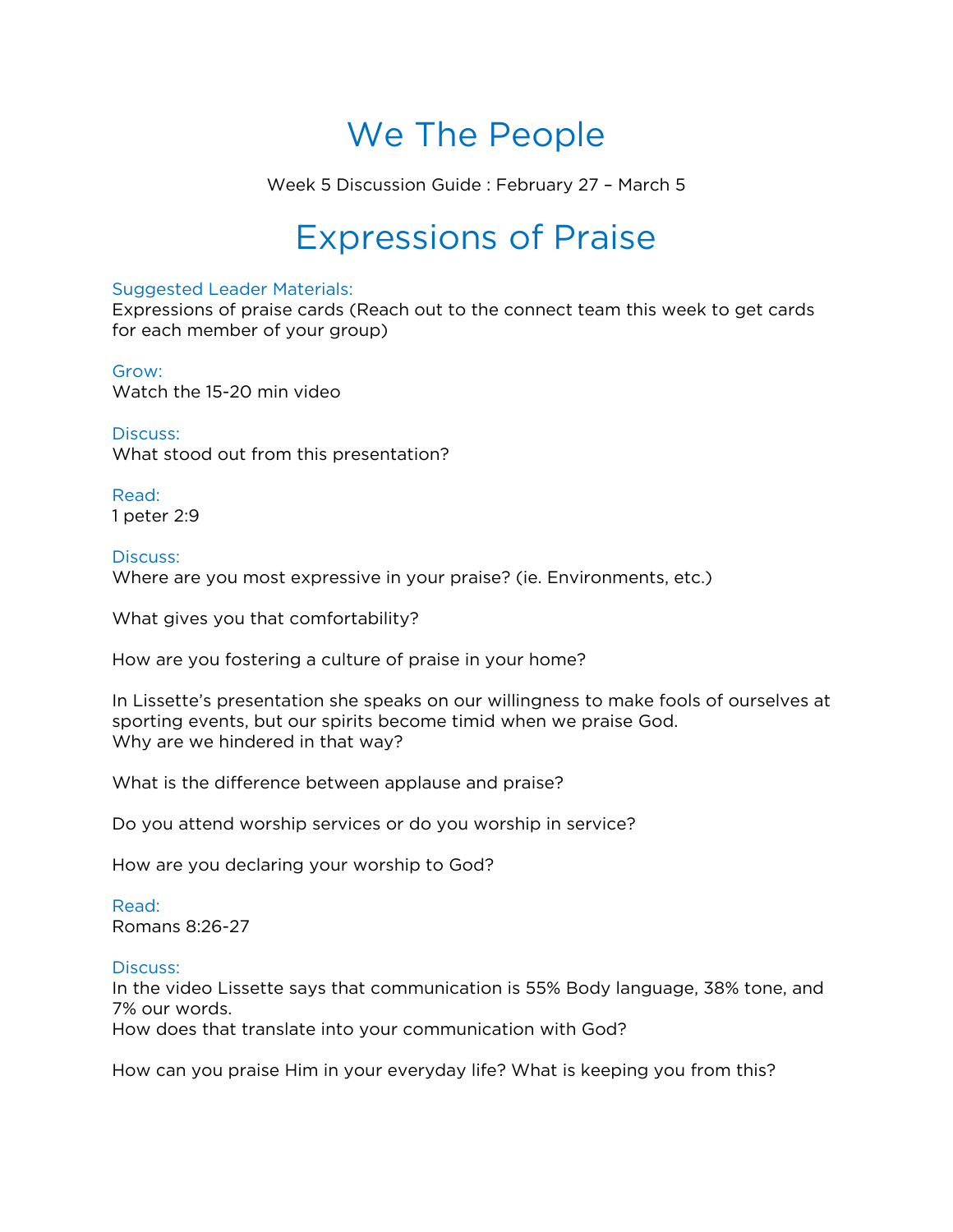# We The People

Week 5 Discussion Guide : February 27 – March 5

# Expressions of Praise

### Suggested Leader Materials:

Expressions of praise cards (Reach out to the connect team this week to get cards for each member of your group)

### Grow:

Watch the 15-20 min video

### Discuss:

What stood out from this presentation?

### Read:

1 peter 2:9

### Discuss:

Where are you most expressive in your praise? (ie. Environments, etc.)

What gives you that comfortability?

How are you fostering a culture of praise in your home?

In Lissette's presentation she speaks on our willingness to make fools of ourselves at sporting events, but our spirits become timid when we praise God.
Why are we hindered in that way?

What is the difference between applause and praise?

Do you attend worship services or do you worship in service?

How are you declaring your worship to God?

### Read:

Romans 8:26-27

### Discuss:

In the video Lissette says that communication is 55% Body language, 38% tone, and 7% our words.
How does that translate into your communication with God?

How can you praise Him in your everyday life? What is keeping you from this?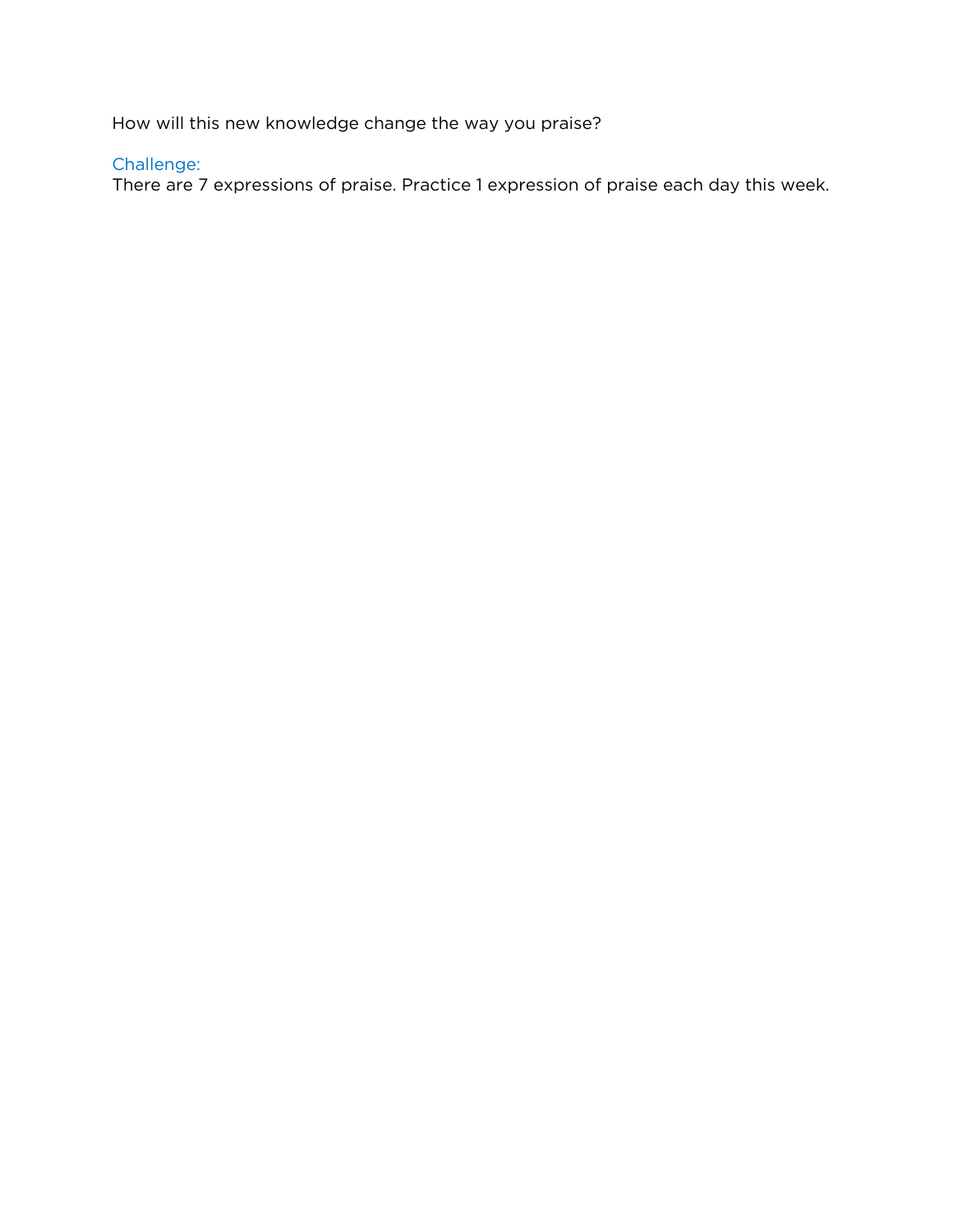How will this new knowledge change the way you praise?

Challenge:

There are 7 expressions of praise. Practice 1 expression of praise each day this week.